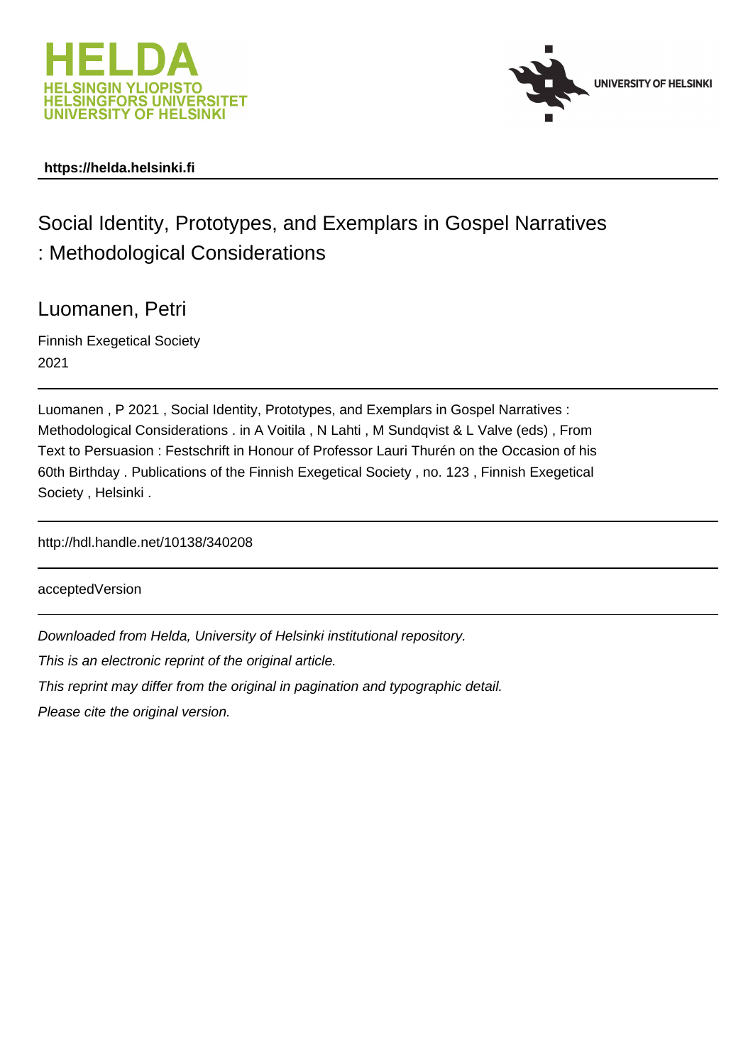**https://helda.helsinki.fi**

# Social Identity, Prototypes, and Exemplars in Gospel Narratives : Methodological Considerations

Luomanen, Petri

Finnish Exegetical Society
2021

---

Luomanen , P 2021 , Social Identity, Prototypes, and Exemplars in Gospel Narratives : Methodological Considerations . in A Voitila , N Lahti , M Sundqvist & L Valve (eds) , From Text to Persuasion : Festschrift in Honour of Professor Lauri Thurén on the Occasion of his 60th Birthday . Publications of the Finnish Exegetical Society , no. 123 , Finnish Exegetical Society , Helsinki .

---

http://hdl.handle.net/10138/340208

---

acceptedVersion

---

*Downloaded from Helda, University of Helsinki institutional repository.*

*This is an electronic reprint of the original article.*

*This reprint may differ from the original in pagination and typographic detail.*

*Please cite the original version.*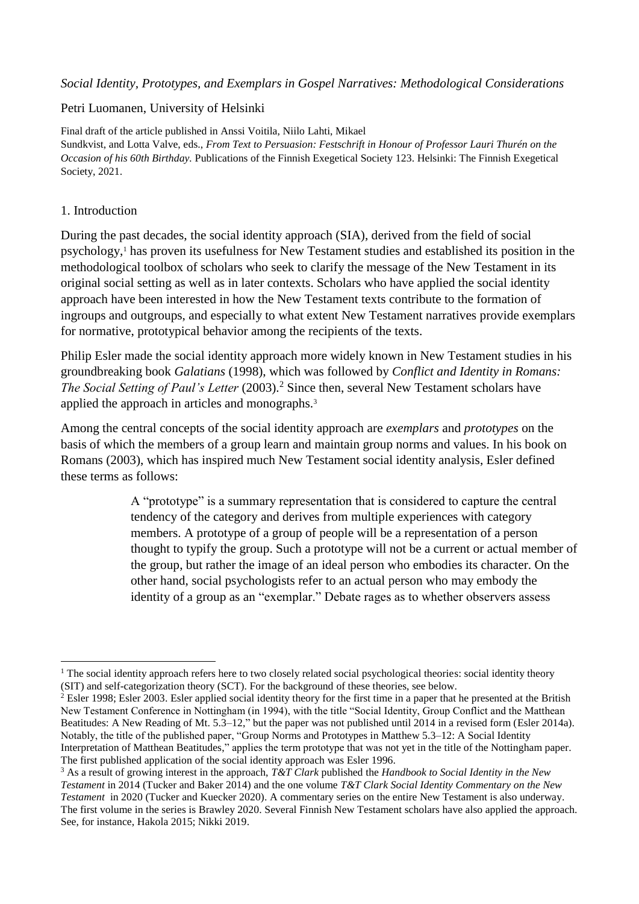*Social Identity, Prototypes, and Exemplars in Gospel Narratives: Methodological Considerations*

Petri Luomanen, University of Helsinki

Final draft of the article published in Anssi Voitila, Niilo Lahti, Mikael Sundkvist, and Lotta Valve, eds., *From Text to Persuasion: Festschrift in Honour of Professor Lauri Thurén on the Occasion of his 60th Birthday.* Publications of the Finnish Exegetical Society 123. Helsinki: The Finnish Exegetical Society, 2021.

## 1. Introduction

During the past decades, the social identity approach (SIA), derived from the field of social psychology,[1] has proven its usefulness for New Testament studies and established its position in the methodological toolbox of scholars who seek to clarify the message of the New Testament in its original social setting as well as in later contexts. Scholars who have applied the social identity approach have been interested in how the New Testament texts contribute to the formation of ingroups and outgroups, and especially to what extent New Testament narratives provide exemplars for normative, prototypical behavior among the recipients of the texts.

Philip Esler made the social identity approach more widely known in New Testament studies in his groundbreaking book *Galatians* (1998), which was followed by *Conflict and Identity in Romans: The Social Setting of Paul's Letter* (2003).[2] Since then, several New Testament scholars have applied the approach in articles and monographs.[3]

Among the central concepts of the social identity approach are *exemplars* and *prototypes* on the basis of which the members of a group learn and maintain group norms and values. In his book on Romans (2003), which has inspired much New Testament social identity analysis, Esler defined these terms as follows:

> A "prototype" is a summary representation that is considered to capture the central tendency of the category and derives from multiple experiences with category members. A prototype of a group of people will be a representation of a person thought to typify the group. Such a prototype will not be a current or actual member of the group, but rather the image of an ideal person who embodies its character. On the other hand, social psychologists refer to an actual person who may embody the identity of a group as an "exemplar." Debate rages as to whether observers assess

---

[1] The social identity approach refers here to two closely related social psychological theories: social identity theory (SIT) and self-categorization theory (SCT). For the background of these theories, see below.

[2] Esler 1998; Esler 2003. Esler applied social identity theory for the first time in a paper that he presented at the British New Testament Conference in Nottingham (in 1994), with the title "Social Identity, Group Conflict and the Matthean Beatitudes: A New Reading of Mt. 5.3–12," but the paper was not published until 2014 in a revised form (Esler 2014a). Notably, the title of the published paper, "Group Norms and Prototypes in Matthew 5.3–12: A Social Identity Interpretation of Matthean Beatitudes," applies the term prototype that was not yet in the title of the Nottingham paper. The first published application of the social identity approach was Esler 1996.

[3] As a result of growing interest in the approach, *T&T Clark* published the *Handbook to Social Identity in the New Testament* in 2014 (Tucker and Baker 2014) and the one volume *T&T Clark Social Identity Commentary on the New Testament* in 2020 (Tucker and Kuecker 2020). A commentary series on the entire New Testament is also underway. The first volume in the series is Brawley 2020. Several Finnish New Testament scholars have also applied the approach. See, for instance, Hakola 2015; Nikki 2019.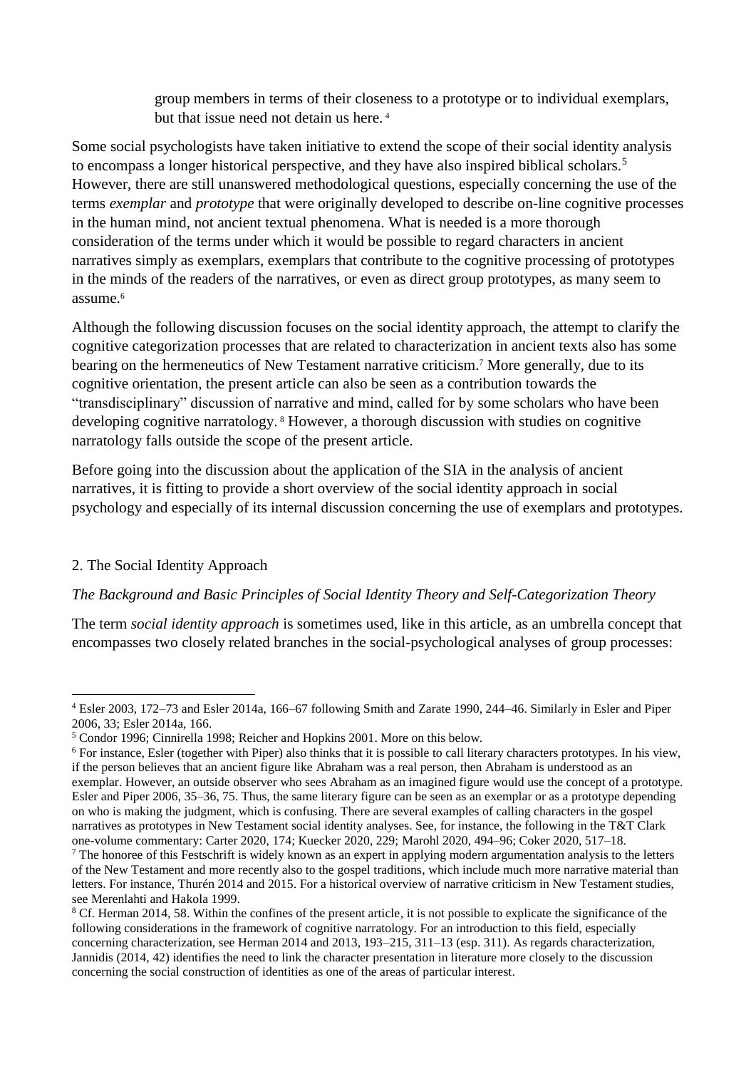> group members in terms of their closeness to a prototype or to individual exemplars, but that issue need not detain us here.[4]

Some social psychologists have taken initiative to extend the scope of their social identity analysis to encompass a longer historical perspective, and they have also inspired biblical scholars.[5] However, there are still unanswered methodological questions, especially concerning the use of the terms *exemplar* and *prototype* that were originally developed to describe on-line cognitive processes in the human mind, not ancient textual phenomena. What is needed is a more thorough consideration of the terms under which it would be possible to regard characters in ancient narratives simply as exemplars, exemplars that contribute to the cognitive processing of prototypes in the minds of the readers of the narratives, or even as direct group prototypes, as many seem to assume.[6]

Although the following discussion focuses on the social identity approach, the attempt to clarify the cognitive categorization processes that are related to characterization in ancient texts also has some bearing on the hermeneutics of New Testament narrative criticism.[7] More generally, due to its cognitive orientation, the present article can also be seen as a contribution towards the "transdisciplinary" discussion of narrative and mind, called for by some scholars who have been developing cognitive narratology.[8] However, a thorough discussion with studies on cognitive narratology falls outside the scope of the present article.

Before going into the discussion about the application of the SIA in the analysis of ancient narratives, it is fitting to provide a short overview of the social identity approach in social psychology and especially of its internal discussion concerning the use of exemplars and prototypes.

## 2. The Social Identity Approach

### *The Background and Basic Principles of Social Identity Theory and Self-Categorization Theory*

The term *social identity approach* is sometimes used, like in this article, as an umbrella concept that encompasses two closely related branches in the social-psychological analyses of group processes:

---

[4] Esler 2003, 172–73 and Esler 2014a, 166–67 following Smith and Zarate 1990, 244–46. Similarly in Esler and Piper 2006, 33; Esler 2014a, 166.

[5] Condor 1996; Cinnirella 1998; Reicher and Hopkins 2001. More on this below.

[6] For instance, Esler (together with Piper) also thinks that it is possible to call literary characters prototypes. In his view, if the person believes that an ancient figure like Abraham was a real person, then Abraham is understood as an exemplar. However, an outside observer who sees Abraham as an imagined figure would use the concept of a prototype. Esler and Piper 2006, 35–36, 75. Thus, the same literary figure can be seen as an exemplar or as a prototype depending on who is making the judgment, which is confusing. There are several examples of calling characters in the gospel narratives as prototypes in New Testament social identity analyses. See, for instance, the following in the T&T Clark one-volume commentary: Carter 2020, 174; Kuecker 2020, 229; Marohl 2020, 494–96; Coker 2020, 517–18.

[7] The honoree of this Festschrift is widely known as an expert in applying modern argumentation analysis to the letters of the New Testament and more recently also to the gospel traditions, which include much more narrative material than letters. For instance, Thurén 2014 and 2015. For a historical overview of narrative criticism in New Testament studies, see Merenlahti and Hakola 1999.

[8] Cf. Herman 2014, 58. Within the confines of the present article, it is not possible to explicate the significance of the following considerations in the framework of cognitive narratology. For an introduction to this field, especially concerning characterization, see Herman 2014 and 2013, 193–215, 311–13 (esp. 311). As regards characterization, Jannidis (2014, 42) identifies the need to link the character presentation in literature more closely to the discussion concerning the social construction of identities as one of the areas of particular interest.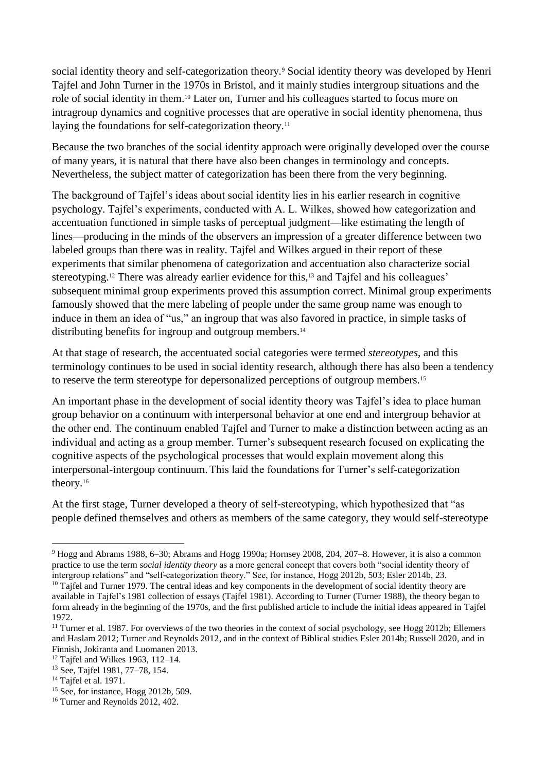social identity theory and self-categorization theory.[9] Social identity theory was developed by Henri Tajfel and John Turner in the 1970s in Bristol, and it mainly studies intergroup situations and the role of social identity in them.[10] Later on, Turner and his colleagues started to focus more on intragroup dynamics and cognitive processes that are operative in social identity phenomena, thus laying the foundations for self-categorization theory.[11]

Because the two branches of the social identity approach were originally developed over the course of many years, it is natural that there have also been changes in terminology and concepts. Nevertheless, the subject matter of categorization has been there from the very beginning.

The background of Tajfel's ideas about social identity lies in his earlier research in cognitive psychology. Tajfel's experiments, conducted with A. L. Wilkes, showed how categorization and accentuation functioned in simple tasks of perceptual judgment—like estimating the length of lines—producing in the minds of the observers an impression of a greater difference between two labeled groups than there was in reality. Tajfel and Wilkes argued in their report of these experiments that similar phenomena of categorization and accentuation also characterize social stereotyping.[12] There was already earlier evidence for this,[13] and Tajfel and his colleagues' subsequent minimal group experiments proved this assumption correct. Minimal group experiments famously showed that the mere labeling of people under the same group name was enough to induce in them an idea of "us," an ingroup that was also favored in practice, in simple tasks of distributing benefits for ingroup and outgroup members.[14]

At that stage of research, the accentuated social categories were termed *stereotypes*, and this terminology continues to be used in social identity research, although there has also been a tendency to reserve the term stereotype for depersonalized perceptions of outgroup members.[15]

An important phase in the development of social identity theory was Tajfel's idea to place human group behavior on a continuum with interpersonal behavior at one end and intergroup behavior at the other end. The continuum enabled Tajfel and Turner to make a distinction between acting as an individual and acting as a group member. Turner's subsequent research focused on explicating the cognitive aspects of the psychological processes that would explain movement along this interpersonal-intergoup continuum. This laid the foundations for Turner's self-categorization theory.[16]

At the first stage, Turner developed a theory of self-stereotyping, which hypothesized that "as people defined themselves and others as members of the same category, they would self-stereotype

---

[9] Hogg and Abrams 1988, 6–30; Abrams and Hogg 1990a; Hornsey 2008, 204, 207–8. However, it is also a common practice to use the term *social identity theory* as a more general concept that covers both "social identity theory of intergroup relations" and "self-categorization theory." See, for instance, Hogg 2012b, 503; Esler 2014b, 23.

[10] Tajfel and Turner 1979. The central ideas and key components in the development of social identity theory are available in Tajfel's 1981 collection of essays (Tajfel 1981). According to Turner (Turner 1988), the theory began to form already in the beginning of the 1970s, and the first published article to include the initial ideas appeared in Tajfel 1972.

[11] Turner et al. 1987. For overviews of the two theories in the context of social psychology, see Hogg 2012b; Ellemers and Haslam 2012; Turner and Reynolds 2012, and in the context of Biblical studies Esler 2014b; Russell 2020, and in Finnish, Jokiranta and Luomanen 2013.

[12] Tajfel and Wilkes 1963, 112–14.

[13] See, Tajfel 1981, 77–78, 154.

[14] Tajfel et al. 1971.

[15] See, for instance, Hogg 2012b, 509.

[16] Turner and Reynolds 2012, 402.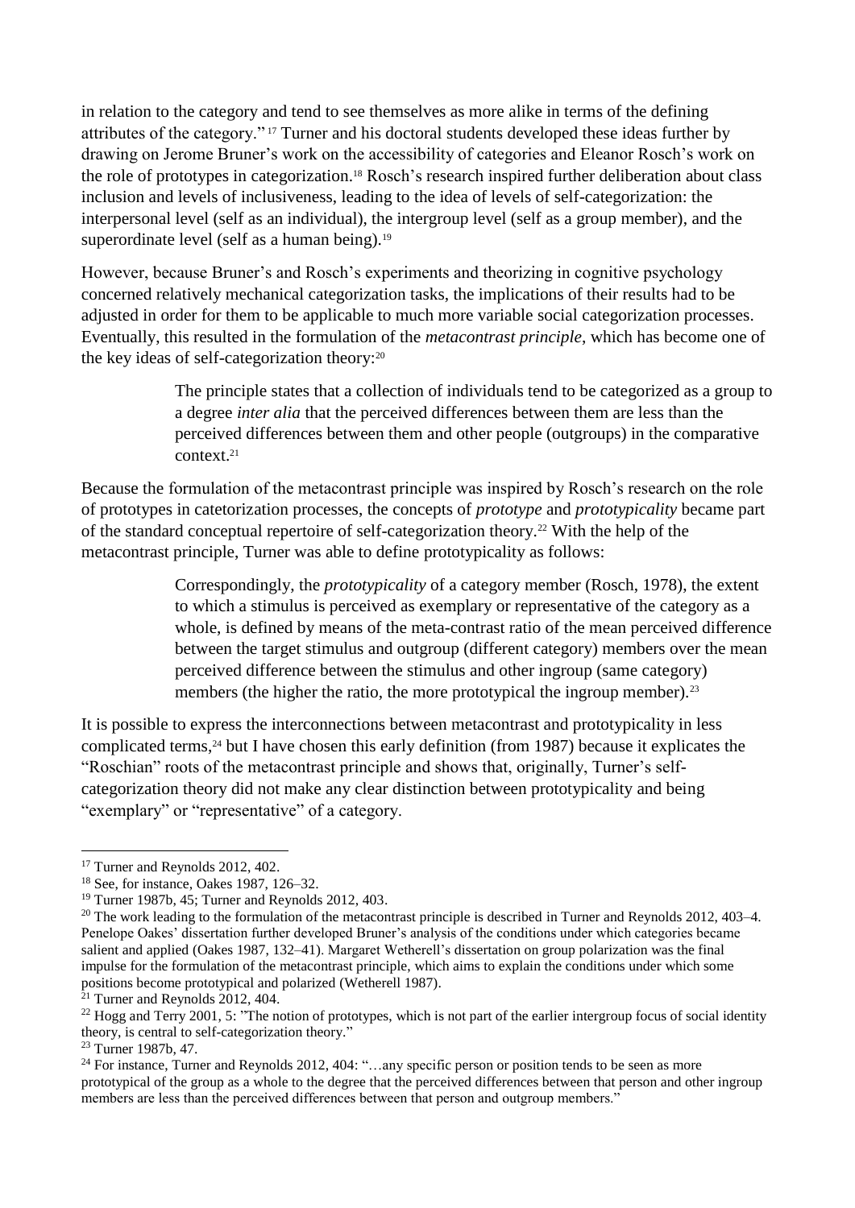in relation to the category and tend to see themselves as more alike in terms of the defining attributes of the category."[17] Turner and his doctoral students developed these ideas further by drawing on Jerome Bruner's work on the accessibility of categories and Eleanor Rosch's work on the role of prototypes in categorization.[18] Rosch's research inspired further deliberation about class inclusion and levels of inclusiveness, leading to the idea of levels of self-categorization: the interpersonal level (self as an individual), the intergroup level (self as a group member), and the superordinate level (self as a human being).[19]

However, because Bruner's and Rosch's experiments and theorizing in cognitive psychology concerned relatively mechanical categorization tasks, the implications of their results had to be adjusted in order for them to be applicable to much more variable social categorization processes. Eventually, this resulted in the formulation of the *metacontrast principle*, which has become one of the key ideas of self-categorization theory:[20]

> The principle states that a collection of individuals tend to be categorized as a group to a degree *inter alia* that the perceived differences between them are less than the perceived differences between them and other people (outgroups) in the comparative context.[21]

Because the formulation of the metacontrast principle was inspired by Rosch's research on the role of prototypes in catetorization processes, the concepts of *prototype* and *prototypicality* became part of the standard conceptual repertoire of self-categorization theory.[22] With the help of the metacontrast principle, Turner was able to define prototypicality as follows:

> Correspondingly, the *prototypicality* of a category member (Rosch, 1978), the extent to which a stimulus is perceived as exemplary or representative of the category as a whole, is defined by means of the meta-contrast ratio of the mean perceived difference between the target stimulus and outgroup (different category) members over the mean perceived difference between the stimulus and other ingroup (same category) members (the higher the ratio, the more prototypical the ingroup member).[23]

It is possible to express the interconnections between metacontrast and prototypicality in less complicated terms,[24] but I have chosen this early definition (from 1987) because it explicates the "Roschian" roots of the metacontrast principle and shows that, originally, Turner's self-categorization theory did not make any clear distinction between prototypicality and being "exemplary" or "representative" of a category.

---

[17] Turner and Reynolds 2012, 402.

[18] See, for instance, Oakes 1987, 126–32.

[19] Turner 1987b, 45; Turner and Reynolds 2012, 403.

[20] The work leading to the formulation of the metacontrast principle is described in Turner and Reynolds 2012, 403–4. Penelope Oakes' dissertation further developed Bruner's analysis of the conditions under which categories became salient and applied (Oakes 1987, 132–41). Margaret Wetherell's dissertation on group polarization was the final impulse for the formulation of the metacontrast principle, which aims to explain the conditions under which some positions become prototypical and polarized (Wetherell 1987).

[21] Turner and Reynolds 2012, 404.

[22] Hogg and Terry 2001, 5: "The notion of prototypes, which is not part of the earlier intergroup focus of social identity theory, is central to self-categorization theory."

[23] Turner 1987b, 47.

[24] For instance, Turner and Reynolds 2012, 404: "…any specific person or position tends to be seen as more prototypical of the group as a whole to the degree that the perceived differences between that person and other ingroup members are less than the perceived differences between that person and outgroup members."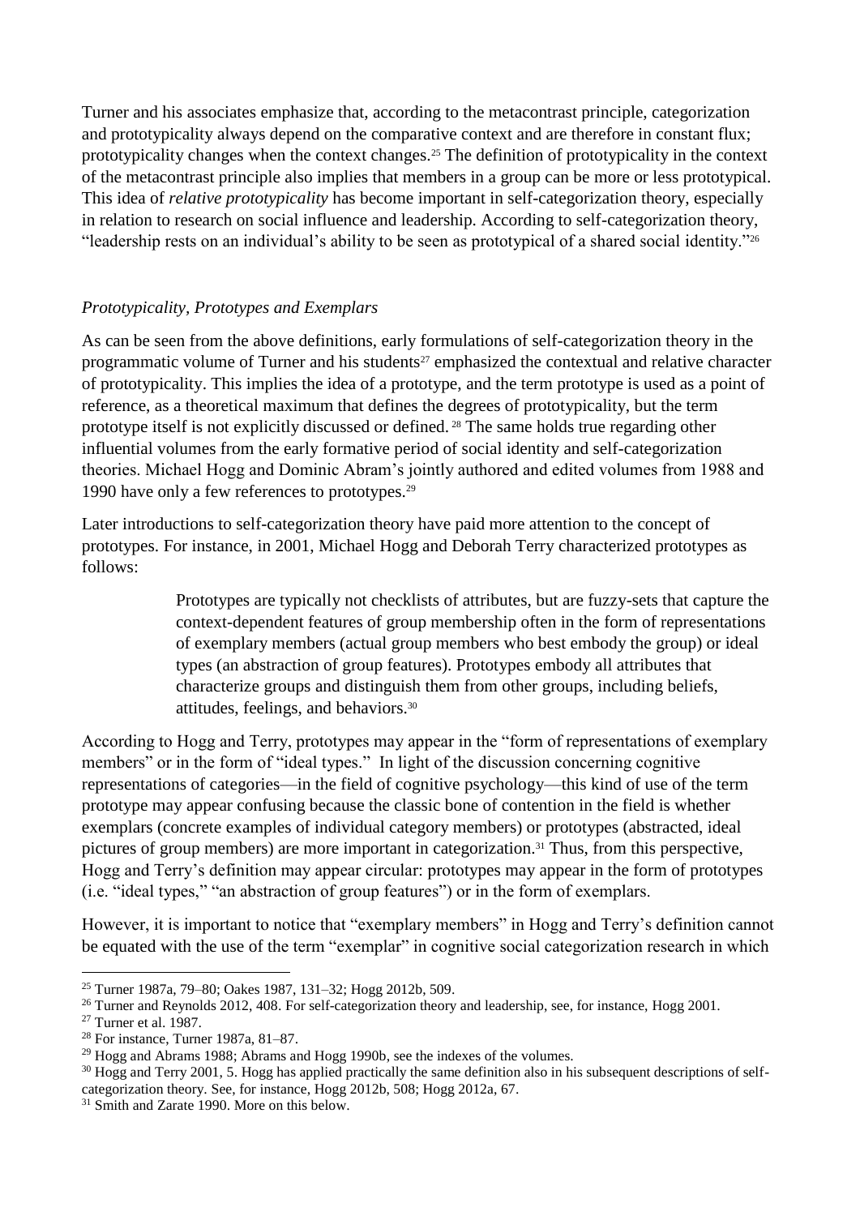Turner and his associates emphasize that, according to the metacontrast principle, categorization and prototypicality always depend on the comparative context and are therefore in constant flux; prototypicality changes when the context changes.[25] The definition of prototypicality in the context of the metacontrast principle also implies that members in a group can be more or less prototypical. This idea of *relative prototypicality* has become important in self-categorization theory, especially in relation to research on social influence and leadership. According to self-categorization theory, "leadership rests on an individual's ability to be seen as prototypical of a shared social identity."[26]

### *Prototypicality, Prototypes and Exemplars*

As can be seen from the above definitions, early formulations of self-categorization theory in the programmatic volume of Turner and his students[27] emphasized the contextual and relative character of prototypicality. This implies the idea of a prototype, and the term prototype is used as a point of reference, as a theoretical maximum that defines the degrees of prototypicality, but the term prototype itself is not explicitly discussed or defined.[28] The same holds true regarding other influential volumes from the early formative period of social identity and self-categorization theories. Michael Hogg and Dominic Abram's jointly authored and edited volumes from 1988 and 1990 have only a few references to prototypes.[29]

Later introductions to self-categorization theory have paid more attention to the concept of prototypes. For instance, in 2001, Michael Hogg and Deborah Terry characterized prototypes as follows:

> Prototypes are typically not checklists of attributes, but are fuzzy-sets that capture the context-dependent features of group membership often in the form of representations of exemplary members (actual group members who best embody the group) or ideal types (an abstraction of group features). Prototypes embody all attributes that characterize groups and distinguish them from other groups, including beliefs, attitudes, feelings, and behaviors.[30]

According to Hogg and Terry, prototypes may appear in the "form of representations of exemplary members" or in the form of "ideal types." In light of the discussion concerning cognitive representations of categories—in the field of cognitive psychology—this kind of use of the term prototype may appear confusing because the classic bone of contention in the field is whether exemplars (concrete examples of individual category members) or prototypes (abstracted, ideal pictures of group members) are more important in categorization.[31] Thus, from this perspective, Hogg and Terry's definition may appear circular: prototypes may appear in the form of prototypes (i.e. "ideal types," "an abstraction of group features") or in the form of exemplars.

However, it is important to notice that "exemplary members" in Hogg and Terry's definition cannot be equated with the use of the term "exemplar" in cognitive social categorization research in which

---

[25] Turner 1987a, 79–80; Oakes 1987, 131–32; Hogg 2012b, 509.

[26] Turner and Reynolds 2012, 408. For self-categorization theory and leadership, see, for instance, Hogg 2001.

[27] Turner et al. 1987.

[28] For instance, Turner 1987a, 81–87.

[29] Hogg and Abrams 1988; Abrams and Hogg 1990b, see the indexes of the volumes.

[30] Hogg and Terry 2001, 5. Hogg has applied practically the same definition also in his subsequent descriptions of self-categorization theory. See, for instance, Hogg 2012b, 508; Hogg 2012a, 67.

[31] Smith and Zarate 1990. More on this below.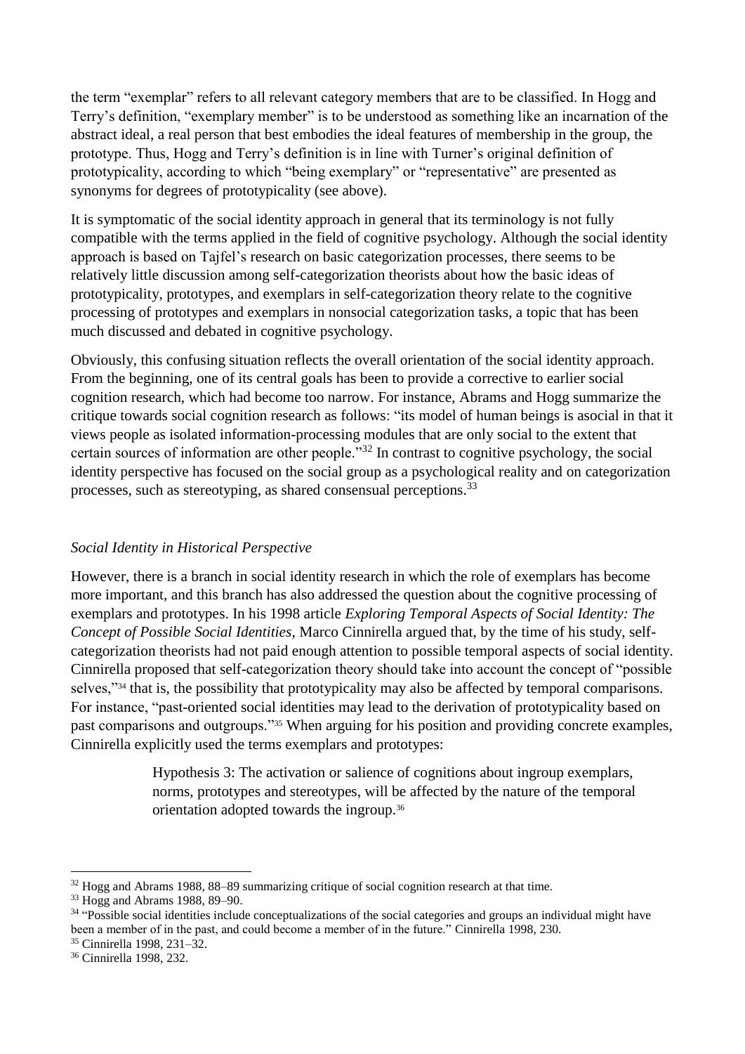the term "exemplar" refers to all relevant category members that are to be classified. In Hogg and Terry's definition, "exemplary member" is to be understood as something like an incarnation of the abstract ideal, a real person that best embodies the ideal features of membership in the group, the prototype. Thus, Hogg and Terry's definition is in line with Turner's original definition of prototypicality, according to which "being exemplary" or "representative" are presented as synonyms for degrees of prototypicality (see above).

It is symptomatic of the social identity approach in general that its terminology is not fully compatible with the terms applied in the field of cognitive psychology. Although the social identity approach is based on Tajfel's research on basic categorization processes, there seems to be relatively little discussion among self-categorization theorists about how the basic ideas of prototypicality, prototypes, and exemplars in self-categorization theory relate to the cognitive processing of prototypes and exemplars in nonsocial categorization tasks, a topic that has been much discussed and debated in cognitive psychology.

Obviously, this confusing situation reflects the overall orientation of the social identity approach. From the beginning, one of its central goals has been to provide a corrective to earlier social cognition research, which had become too narrow. For instance, Abrams and Hogg summarize the critique towards social cognition research as follows: "its model of human beings is asocial in that it views people as isolated information-processing modules that are only social to the extent that certain sources of information are other people."[32] In contrast to cognitive psychology, the social identity perspective has focused on the social group as a psychological reality and on categorization processes, such as stereotyping, as shared consensual perceptions.[33]

### *Social Identity in Historical Perspective*

However, there is a branch in social identity research in which the role of exemplars has become more important, and this branch has also addressed the question about the cognitive processing of exemplars and prototypes. In his 1998 article *Exploring Temporal Aspects of Social Identity: The Concept of Possible Social Identities*, Marco Cinnirella argued that, by the time of his study, self-categorization theorists had not paid enough attention to possible temporal aspects of social identity. Cinnirella proposed that self-categorization theory should take into account the concept of "possible selves,"[34] that is, the possibility that prototypicality may also be affected by temporal comparisons. For instance, "past-oriented social identities may lead to the derivation of prototypicality based on past comparisons and outgroups."[35] When arguing for his position and providing concrete examples, Cinnirella explicitly used the terms exemplars and prototypes:

> Hypothesis 3: The activation or salience of cognitions about ingroup exemplars, norms, prototypes and stereotypes, will be affected by the nature of the temporal orientation adopted towards the ingroup.[36]

---

[32] Hogg and Abrams 1988, 88–89 summarizing critique of social cognition research at that time.

[33] Hogg and Abrams 1988, 89–90.

[34] "Possible social identities include conceptualizations of the social categories and groups an individual might have been a member of in the past, and could become a member of in the future." Cinnirella 1998, 230.

[35] Cinnirella 1998, 231–32.

[36] Cinnirella 1998, 232.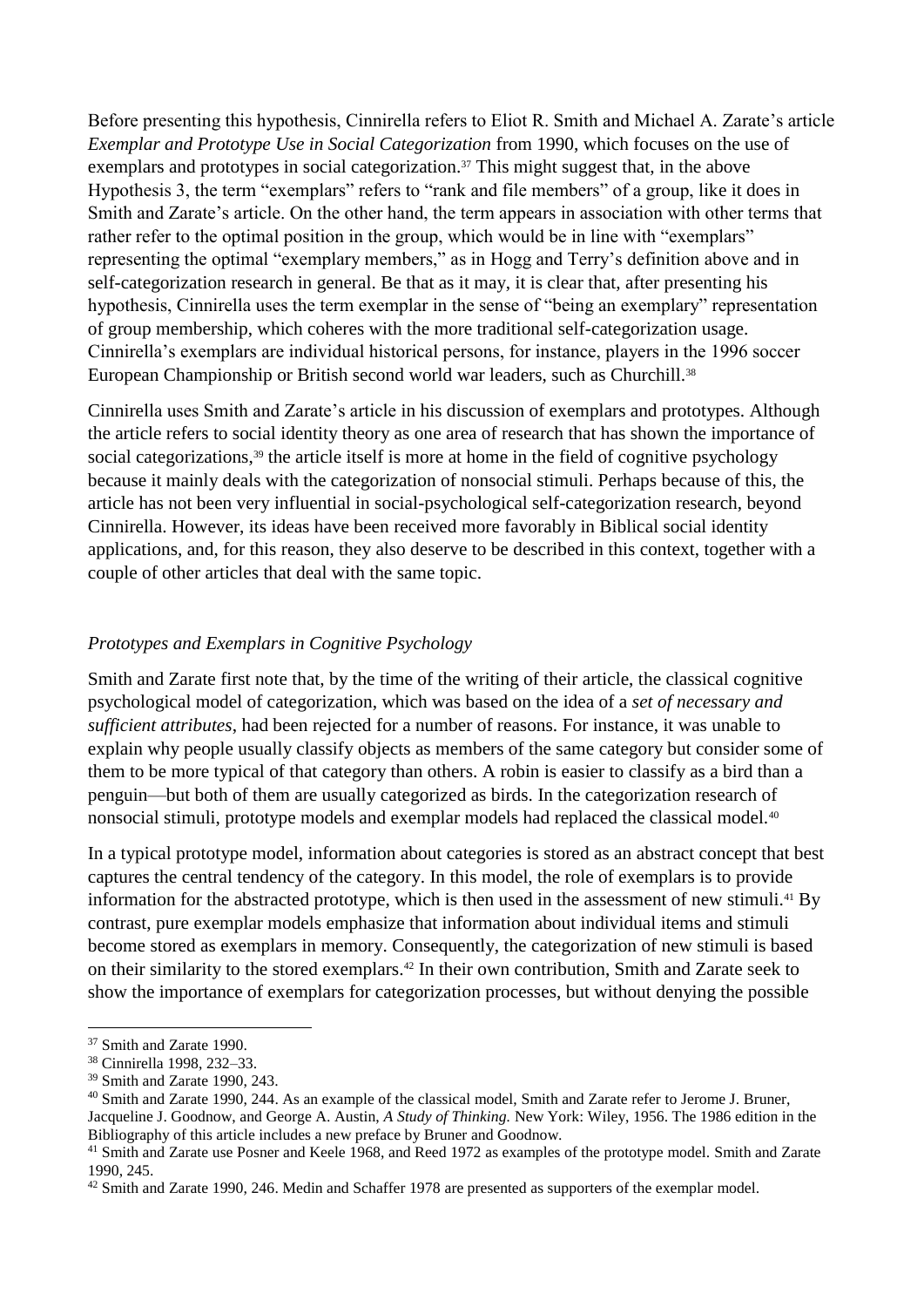Before presenting this hypothesis, Cinnirella refers to Eliot R. Smith and Michael A. Zarate's article *Exemplar and Prototype Use in Social Categorization* from 1990, which focuses on the use of exemplars and prototypes in social categorization.[37] This might suggest that, in the above Hypothesis 3, the term "exemplars" refers to "rank and file members" of a group, like it does in Smith and Zarate's article. On the other hand, the term appears in association with other terms that rather refer to the optimal position in the group, which would be in line with "exemplars" representing the optimal "exemplary members," as in Hogg and Terry's definition above and in self-categorization research in general. Be that as it may, it is clear that, after presenting his hypothesis, Cinnirella uses the term exemplar in the sense of "being an exemplary" representation of group membership, which coheres with the more traditional self-categorization usage. Cinnirella's exemplars are individual historical persons, for instance, players in the 1996 soccer European Championship or British second world war leaders, such as Churchill.[38]

Cinnirella uses Smith and Zarate's article in his discussion of exemplars and prototypes. Although the article refers to social identity theory as one area of research that has shown the importance of social categorizations,[39] the article itself is more at home in the field of cognitive psychology because it mainly deals with the categorization of nonsocial stimuli. Perhaps because of this, the article has not been very influential in social-psychological self-categorization research, beyond Cinnirella. However, its ideas have been received more favorably in Biblical social identity applications, and, for this reason, they also deserve to be described in this context, together with a couple of other articles that deal with the same topic.

### *Prototypes and Exemplars in Cognitive Psychology*

Smith and Zarate first note that, by the time of the writing of their article, the classical cognitive psychological model of categorization, which was based on the idea of a *set of necessary and sufficient attributes*, had been rejected for a number of reasons. For instance, it was unable to explain why people usually classify objects as members of the same category but consider some of them to be more typical of that category than others. A robin is easier to classify as a bird than a penguin—but both of them are usually categorized as birds. In the categorization research of nonsocial stimuli, prototype models and exemplar models had replaced the classical model.[40]

In a typical prototype model, information about categories is stored as an abstract concept that best captures the central tendency of the category. In this model, the role of exemplars is to provide information for the abstracted prototype, which is then used in the assessment of new stimuli.[41] By contrast, pure exemplar models emphasize that information about individual items and stimuli become stored as exemplars in memory. Consequently, the categorization of new stimuli is based on their similarity to the stored exemplars.[42] In their own contribution, Smith and Zarate seek to show the importance of exemplars for categorization processes, but without denying the possible

---

[37] Smith and Zarate 1990.

[38] Cinnirella 1998, 232–33.

[39] Smith and Zarate 1990, 243.

[40] Smith and Zarate 1990, 244. As an example of the classical model, Smith and Zarate refer to Jerome J. Bruner, Jacqueline J. Goodnow, and George A. Austin, *A Study of Thinking.* New York: Wiley, 1956. The 1986 edition in the Bibliography of this article includes a new preface by Bruner and Goodnow.

[41] Smith and Zarate use Posner and Keele 1968, and Reed 1972 as examples of the prototype model. Smith and Zarate 1990, 245.

[42] Smith and Zarate 1990, 246. Medin and Schaffer 1978 are presented as supporters of the exemplar model.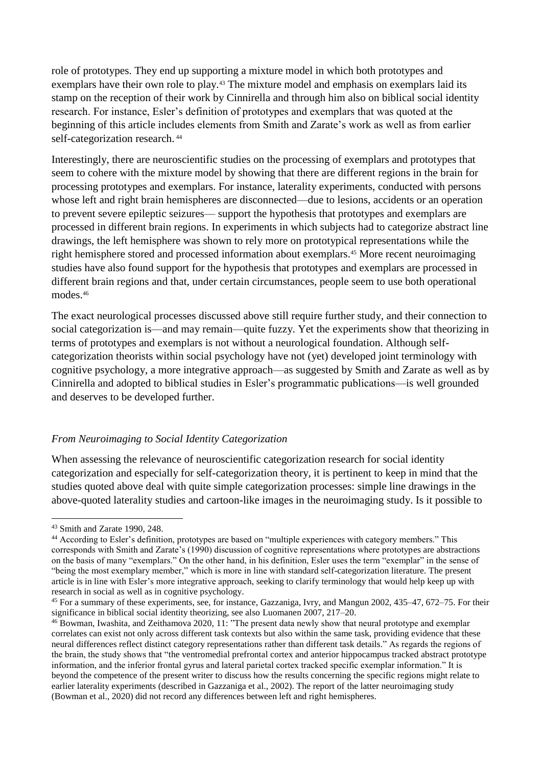role of prototypes. They end up supporting a mixture model in which both prototypes and exemplars have their own role to play.[43] The mixture model and emphasis on exemplars laid its stamp on the reception of their work by Cinnirella and through him also on biblical social identity research. For instance, Esler's definition of prototypes and exemplars that was quoted at the beginning of this article includes elements from Smith and Zarate's work as well as from earlier self-categorization research.[44]

Interestingly, there are neuroscientific studies on the processing of exemplars and prototypes that seem to cohere with the mixture model by showing that there are different regions in the brain for processing prototypes and exemplars. For instance, laterality experiments, conducted with persons whose left and right brain hemispheres are disconnected—due to lesions, accidents or an operation to prevent severe epileptic seizures— support the hypothesis that prototypes and exemplars are processed in different brain regions. In experiments in which subjects had to categorize abstract line drawings, the left hemisphere was shown to rely more on prototypical representations while the right hemisphere stored and processed information about exemplars.[45] More recent neuroimaging studies have also found support for the hypothesis that prototypes and exemplars are processed in different brain regions and that, under certain circumstances, people seem to use both operational modes.[46]

The exact neurological processes discussed above still require further study, and their connection to social categorization is—and may remain—quite fuzzy. Yet the experiments show that theorizing in terms of prototypes and exemplars is not without a neurological foundation. Although self-categorization theorists within social psychology have not (yet) developed joint terminology with cognitive psychology, a more integrative approach—as suggested by Smith and Zarate as well as by Cinnirella and adopted to biblical studies in Esler's programmatic publications—is well grounded and deserves to be developed further.

### *From Neuroimaging to Social Identity Categorization*

When assessing the relevance of neuroscientific categorization research for social identity categorization and especially for self-categorization theory, it is pertinent to keep in mind that the studies quoted above deal with quite simple categorization processes: simple line drawings in the above-quoted laterality studies and cartoon-like images in the neuroimaging study. Is it possible to

---

[43] Smith and Zarate 1990, 248.

[44] According to Esler's definition, prototypes are based on "multiple experiences with category members." This corresponds with Smith and Zarate's (1990) discussion of cognitive representations where prototypes are abstractions on the basis of many "exemplars." On the other hand, in his definition, Esler uses the term "exemplar" in the sense of "being the most exemplary member," which is more in line with standard self-categorization literature. The present article is in line with Esler's more integrative approach, seeking to clarify terminology that would help keep up with research in social as well as in cognitive psychology.

[45] For a summary of these experiments, see, for instance, Gazzaniga, Ivry, and Mangun 2002, 435–47, 672–75. For their significance in biblical social identity theorizing, see also Luomanen 2007, 217–20.

[46] Bowman, Iwashita, and Zeithamova 2020, 11: "The present data newly show that neural prototype and exemplar correlates can exist not only across different task contexts but also within the same task, providing evidence that these neural differences reflect distinct category representations rather than different task details." As regards the regions of the brain, the study shows that "the ventromedial prefrontal cortex and anterior hippocampus tracked abstract prototype information, and the inferior frontal gyrus and lateral parietal cortex tracked specific exemplar information." It is beyond the competence of the present writer to discuss how the results concerning the specific regions might relate to earlier laterality experiments (described in Gazzaniga et al., 2002). The report of the latter neuroimaging study (Bowman et al., 2020) did not record any differences between left and right hemispheres.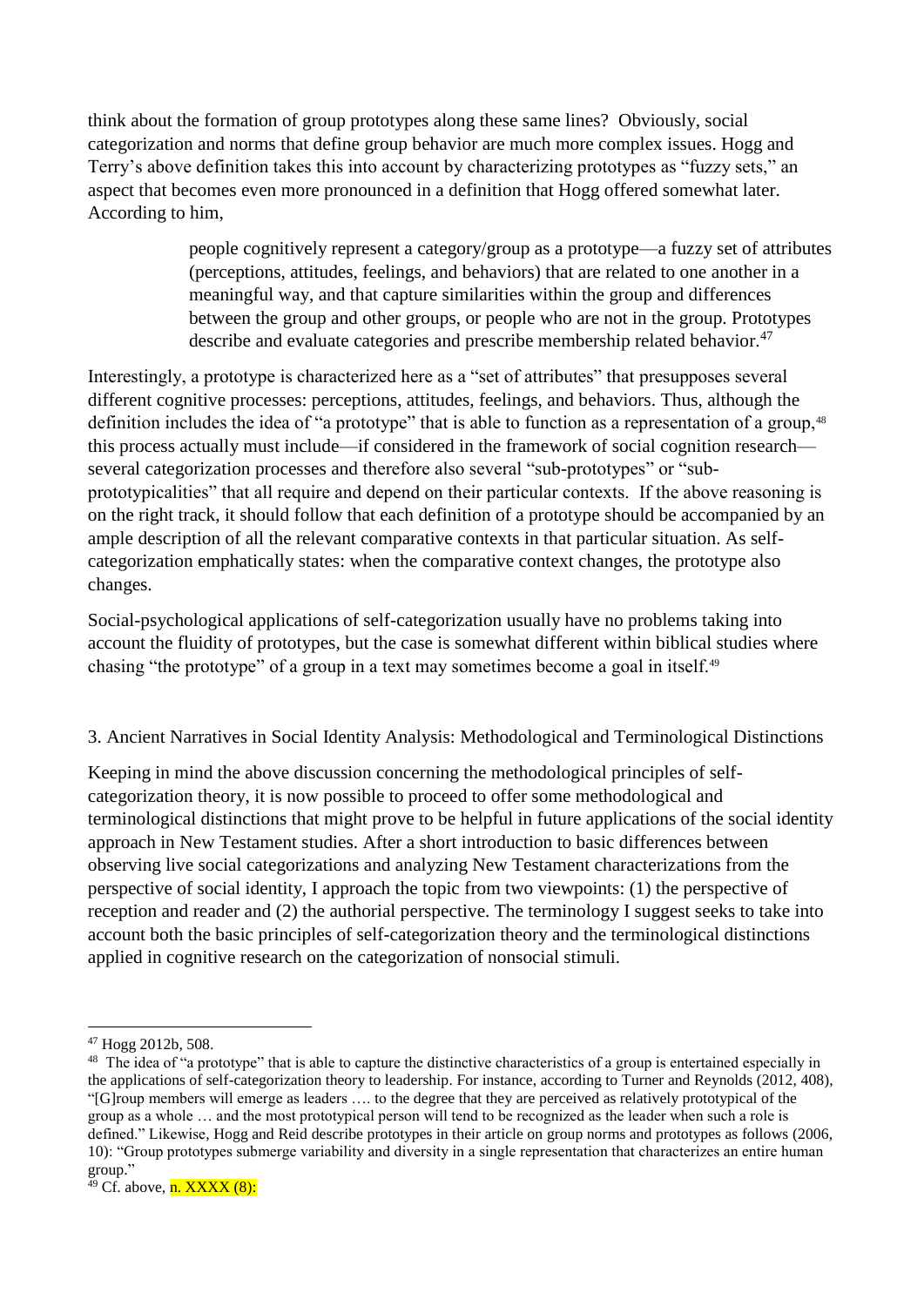think about the formation of group prototypes along these same lines? Obviously, social categorization and norms that define group behavior are much more complex issues. Hogg and Terry's above definition takes this into account by characterizing prototypes as "fuzzy sets," an aspect that becomes even more pronounced in a definition that Hogg offered somewhat later. According to him,

> people cognitively represent a category/group as a prototype—a fuzzy set of attributes (perceptions, attitudes, feelings, and behaviors) that are related to one another in a meaningful way, and that capture similarities within the group and differences between the group and other groups, or people who are not in the group. Prototypes describe and evaluate categories and prescribe membership related behavior.[47]

Interestingly, a prototype is characterized here as a "set of attributes" that presupposes several different cognitive processes: perceptions, attitudes, feelings, and behaviors. Thus, although the definition includes the idea of "a prototype" that is able to function as a representation of a group,[48] this process actually must include—if considered in the framework of social cognition research—several categorization processes and therefore also several "sub-prototypes" or "sub-prototypicalities" that all require and depend on their particular contexts. If the above reasoning is on the right track, it should follow that each definition of a prototype should be accompanied by an ample description of all the relevant comparative contexts in that particular situation. As self-categorization emphatically states: when the comparative context changes, the prototype also changes.

Social-psychological applications of self-categorization usually have no problems taking into account the fluidity of prototypes, but the case is somewhat different within biblical studies where chasing "the prototype" of a group in a text may sometimes become a goal in itself.[49]

## 3. Ancient Narratives in Social Identity Analysis: Methodological and Terminological Distinctions

Keeping in mind the above discussion concerning the methodological principles of self-categorization theory, it is now possible to proceed to offer some methodological and terminological distinctions that might prove to be helpful in future applications of the social identity approach in New Testament studies. After a short introduction to basic differences between observing live social categorizations and analyzing New Testament characterizations from the perspective of social identity, I approach the topic from two viewpoints: (1) the perspective of reception and reader and (2) the authorial perspective. The terminology I suggest seeks to take into account both the basic principles of self-categorization theory and the terminological distinctions applied in cognitive research on the categorization of nonsocial stimuli.

---

[47] Hogg 2012b, 508.

[48] The idea of "a prototype" that is able to capture the distinctive characteristics of a group is entertained especially in the applications of self-categorization theory to leadership. For instance, according to Turner and Reynolds (2012, 408), "[G]roup members will emerge as leaders …. to the degree that they are perceived as relatively prototypical of the group as a whole … and the most prototypical person will tend to be recognized as the leader when such a role is defined." Likewise, Hogg and Reid describe prototypes in their article on group norms and prototypes as follows (2006, 10): "Group prototypes submerge variability and diversity in a single representation that characterizes an entire human group."

[49] Cf. above, n. XXXX (8):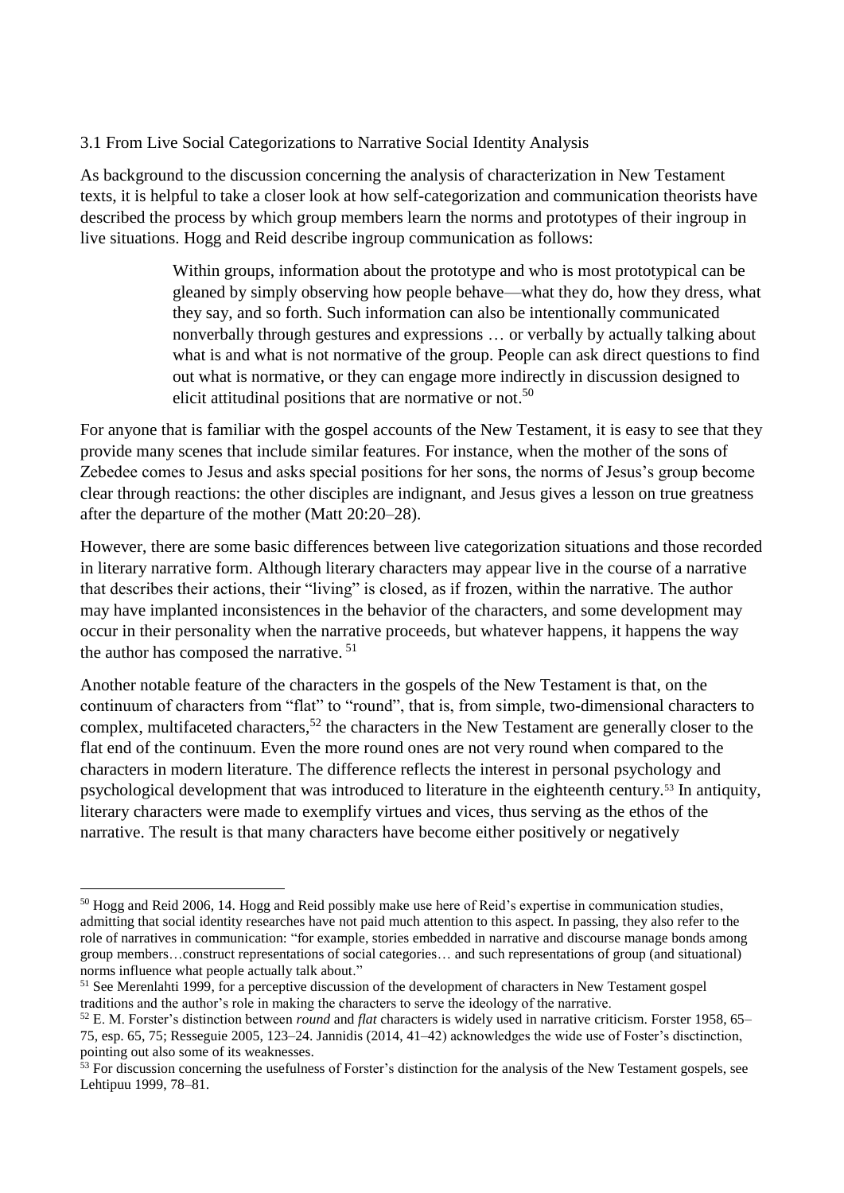### 3.1 From Live Social Categorizations to Narrative Social Identity Analysis

As background to the discussion concerning the analysis of characterization in New Testament texts, it is helpful to take a closer look at how self-categorization and communication theorists have described the process by which group members learn the norms and prototypes of their ingroup in live situations. Hogg and Reid describe ingroup communication as follows:

> Within groups, information about the prototype and who is most prototypical can be gleaned by simply observing how people behave—what they do, how they dress, what they say, and so forth. Such information can also be intentionally communicated nonverbally through gestures and expressions … or verbally by actually talking about what is and what is not normative of the group. People can ask direct questions to find out what is normative, or they can engage more indirectly in discussion designed to elicit attitudinal positions that are normative or not.[50]

For anyone that is familiar with the gospel accounts of the New Testament, it is easy to see that they provide many scenes that include similar features. For instance, when the mother of the sons of Zebedee comes to Jesus and asks special positions for her sons, the norms of Jesus's group become clear through reactions: the other disciples are indignant, and Jesus gives a lesson on true greatness after the departure of the mother (Matt 20:20–28).

However, there are some basic differences between live categorization situations and those recorded in literary narrative form. Although literary characters may appear live in the course of a narrative that describes their actions, their "living" is closed, as if frozen, within the narrative. The author may have implanted inconsistences in the behavior of the characters, and some development may occur in their personality when the narrative proceeds, but whatever happens, it happens the way the author has composed the narrative. [51]

Another notable feature of the characters in the gospels of the New Testament is that, on the continuum of characters from "flat" to "round", that is, from simple, two-dimensional characters to complex, multifaceted characters,[52] the characters in the New Testament are generally closer to the flat end of the continuum. Even the more round ones are not very round when compared to the characters in modern literature. The difference reflects the interest in personal psychology and psychological development that was introduced to literature in the eighteenth century.[53] In antiquity, literary characters were made to exemplify virtues and vices, thus serving as the ethos of the narrative. The result is that many characters have become either positively or negatively

---

[50] Hogg and Reid 2006, 14. Hogg and Reid possibly make use here of Reid's expertise in communication studies, admitting that social identity researches have not paid much attention to this aspect. In passing, they also refer to the role of narratives in communication: "for example, stories embedded in narrative and discourse manage bonds among group members…construct representations of social categories… and such representations of group (and situational) norms influence what people actually talk about."

[51] See Merenlahti 1999, for a perceptive discussion of the development of characters in New Testament gospel traditions and the author's role in making the characters to serve the ideology of the narrative.

[52] E. M. Forster's distinction between *round* and *flat* characters is widely used in narrative criticism. Forster 1958, 65–75, esp. 65, 75; Resseguie 2005, 123–24. Jannidis (2014, 41–42) acknowledges the wide use of Foster's disctinction, pointing out also some of its weaknesses.

[53] For discussion concerning the usefulness of Forster's distinction for the analysis of the New Testament gospels, see Lehtipuu 1999, 78–81.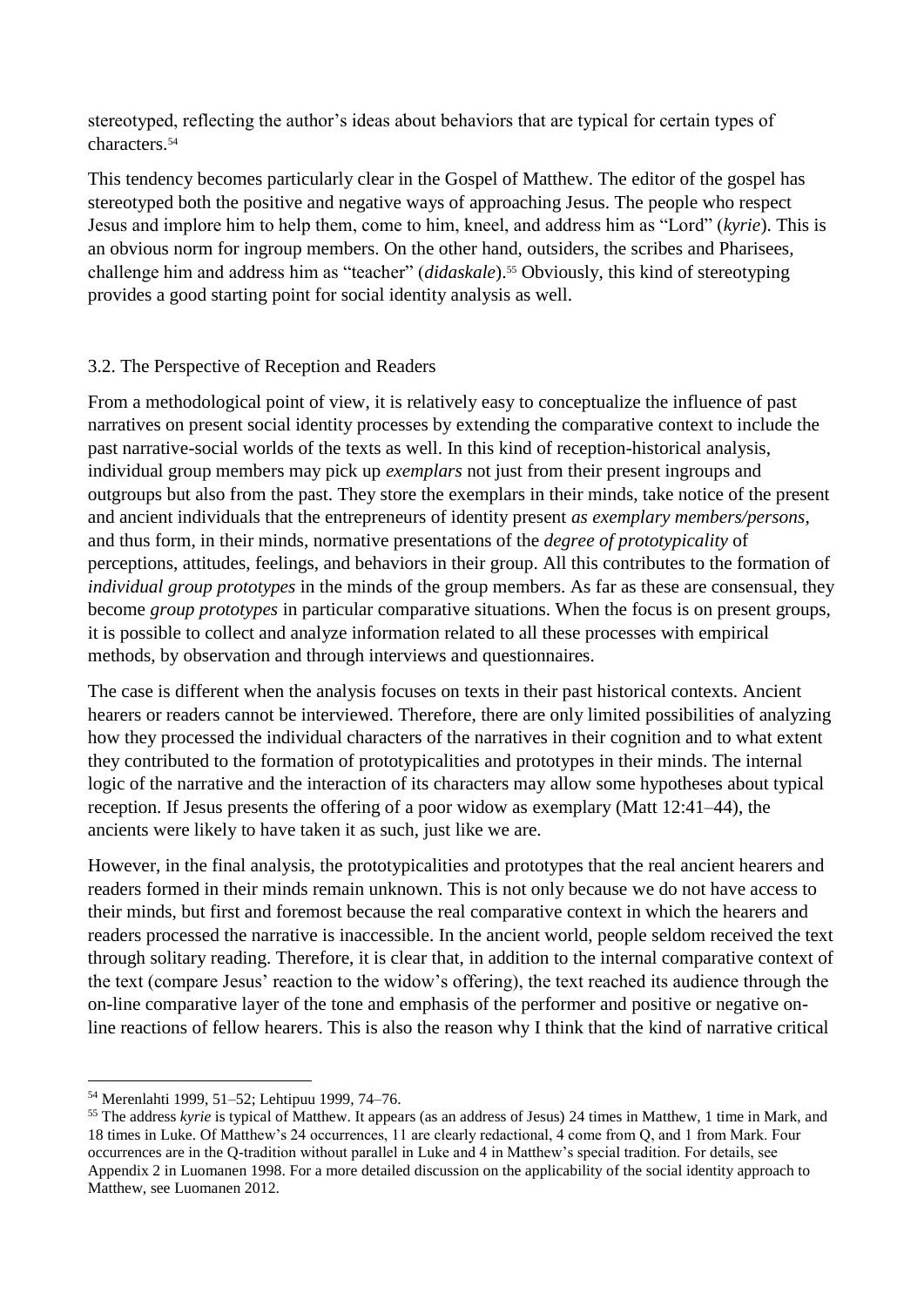stereotyped, reflecting the author's ideas about behaviors that are typical for certain types of characters.[54]

This tendency becomes particularly clear in the Gospel of Matthew. The editor of the gospel has stereotyped both the positive and negative ways of approaching Jesus. The people who respect Jesus and implore him to help them, come to him, kneel, and address him as "Lord" (*kyrie*). This is an obvious norm for ingroup members. On the other hand, outsiders, the scribes and Pharisees, challenge him and address him as "teacher" (*didaskale*).[55] Obviously, this kind of stereotyping provides a good starting point for social identity analysis as well.

### 3.2. The Perspective of Reception and Readers

From a methodological point of view, it is relatively easy to conceptualize the influence of past narratives on present social identity processes by extending the comparative context to include the past narrative-social worlds of the texts as well. In this kind of reception-historical analysis, individual group members may pick up *exemplars* not just from their present ingroups and outgroups but also from the past. They store the exemplars in their minds, take notice of the present and ancient individuals that the entrepreneurs of identity present *as exemplary members/persons*, and thus form, in their minds, normative presentations of the *degree of prototypicality* of perceptions, attitudes, feelings, and behaviors in their group. All this contributes to the formation of *individual group prototypes* in the minds of the group members. As far as these are consensual, they become *group prototypes* in particular comparative situations. When the focus is on present groups, it is possible to collect and analyze information related to all these processes with empirical methods, by observation and through interviews and questionnaires.

The case is different when the analysis focuses on texts in their past historical contexts. Ancient hearers or readers cannot be interviewed. Therefore, there are only limited possibilities of analyzing how they processed the individual characters of the narratives in their cognition and to what extent they contributed to the formation of prototypicalities and prototypes in their minds. The internal logic of the narrative and the interaction of its characters may allow some hypotheses about typical reception. If Jesus presents the offering of a poor widow as exemplary (Matt 12:41–44), the ancients were likely to have taken it as such, just like we are.

However, in the final analysis, the prototypicalities and prototypes that the real ancient hearers and readers formed in their minds remain unknown. This is not only because we do not have access to their minds, but first and foremost because the real comparative context in which the hearers and readers processed the narrative is inaccessible. In the ancient world, people seldom received the text through solitary reading. Therefore, it is clear that, in addition to the internal comparative context of the text (compare Jesus' reaction to the widow's offering), the text reached its audience through the on-line comparative layer of the tone and emphasis of the performer and positive or negative on-line reactions of fellow hearers. This is also the reason why I think that the kind of narrative critical

---

[54] Merenlahti 1999, 51–52; Lehtipuu 1999, 74–76.

[55] The address *kyrie* is typical of Matthew. It appears (as an address of Jesus) 24 times in Matthew, 1 time in Mark, and 18 times in Luke. Of Matthew's 24 occurrences, 11 are clearly redactional, 4 come from Q, and 1 from Mark. Four occurrences are in the Q-tradition without parallel in Luke and 4 in Matthew's special tradition. For details, see Appendix 2 in Luomanen 1998. For a more detailed discussion on the applicability of the social identity approach to Matthew, see Luomanen 2012.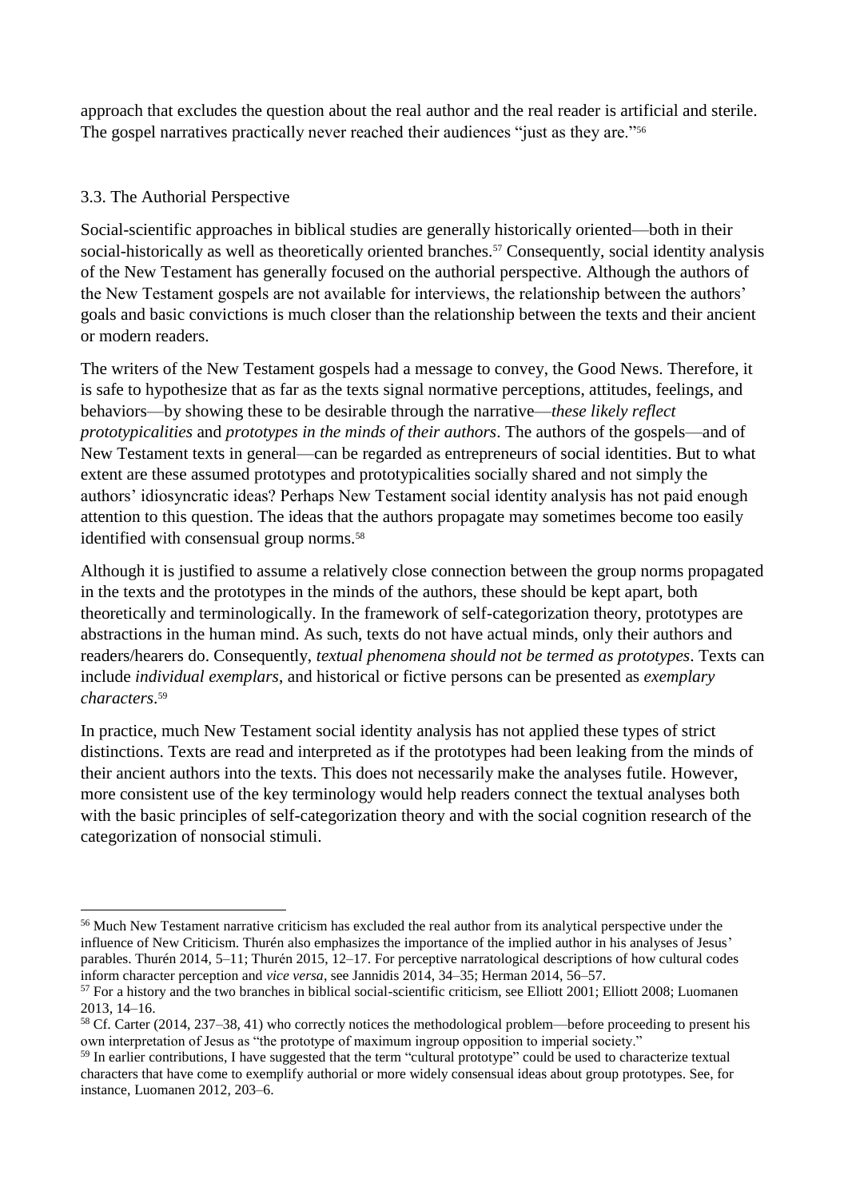approach that excludes the question about the real author and the real reader is artificial and sterile. The gospel narratives practically never reached their audiences "just as they are."[56]

### 3.3. The Authorial Perspective

Social-scientific approaches in biblical studies are generally historically oriented—both in their social-historically as well as theoretically oriented branches.[57] Consequently, social identity analysis of the New Testament has generally focused on the authorial perspective. Although the authors of the New Testament gospels are not available for interviews, the relationship between the authors' goals and basic convictions is much closer than the relationship between the texts and their ancient or modern readers.

The writers of the New Testament gospels had a message to convey, the Good News. Therefore, it is safe to hypothesize that as far as the texts signal normative perceptions, attitudes, feelings, and behaviors—by showing these to be desirable through the narrative—*these likely reflect prototypicalities* and *prototypes in the minds of their authors*. The authors of the gospels—and of New Testament texts in general—can be regarded as entrepreneurs of social identities. But to what extent are these assumed prototypes and prototypicalities socially shared and not simply the authors' idiosyncratic ideas? Perhaps New Testament social identity analysis has not paid enough attention to this question. The ideas that the authors propagate may sometimes become too easily identified with consensual group norms.[58]

Although it is justified to assume a relatively close connection between the group norms propagated in the texts and the prototypes in the minds of the authors, these should be kept apart, both theoretically and terminologically. In the framework of self-categorization theory, prototypes are abstractions in the human mind. As such, texts do not have actual minds, only their authors and readers/hearers do. Consequently, *textual phenomena should not be termed as prototypes*. Texts can include *individual exemplars*, and historical or fictive persons can be presented as *exemplary characters*.[59]

In practice, much New Testament social identity analysis has not applied these types of strict distinctions. Texts are read and interpreted as if the prototypes had been leaking from the minds of their ancient authors into the texts. This does not necessarily make the analyses futile. However, more consistent use of the key terminology would help readers connect the textual analyses both with the basic principles of self-categorization theory and with the social cognition research of the categorization of nonsocial stimuli.

---

[56] Much New Testament narrative criticism has excluded the real author from its analytical perspective under the influence of New Criticism. Thurén also emphasizes the importance of the implied author in his analyses of Jesus' parables. Thurén 2014, 5–11; Thurén 2015, 12–17. For perceptive narratological descriptions of how cultural codes inform character perception and *vice versa*, see Jannidis 2014, 34–35; Herman 2014, 56–57.

[57] For a history and the two branches in biblical social-scientific criticism, see Elliott 2001; Elliott 2008; Luomanen 2013, 14–16.

[58] Cf. Carter (2014, 237–38, 41) who correctly notices the methodological problem—before proceeding to present his own interpretation of Jesus as "the prototype of maximum ingroup opposition to imperial society."

[59] In earlier contributions, I have suggested that the term "cultural prototype" could be used to characterize textual characters that have come to exemplify authorial or more widely consensual ideas about group prototypes. See, for instance, Luomanen 2012, 203–6.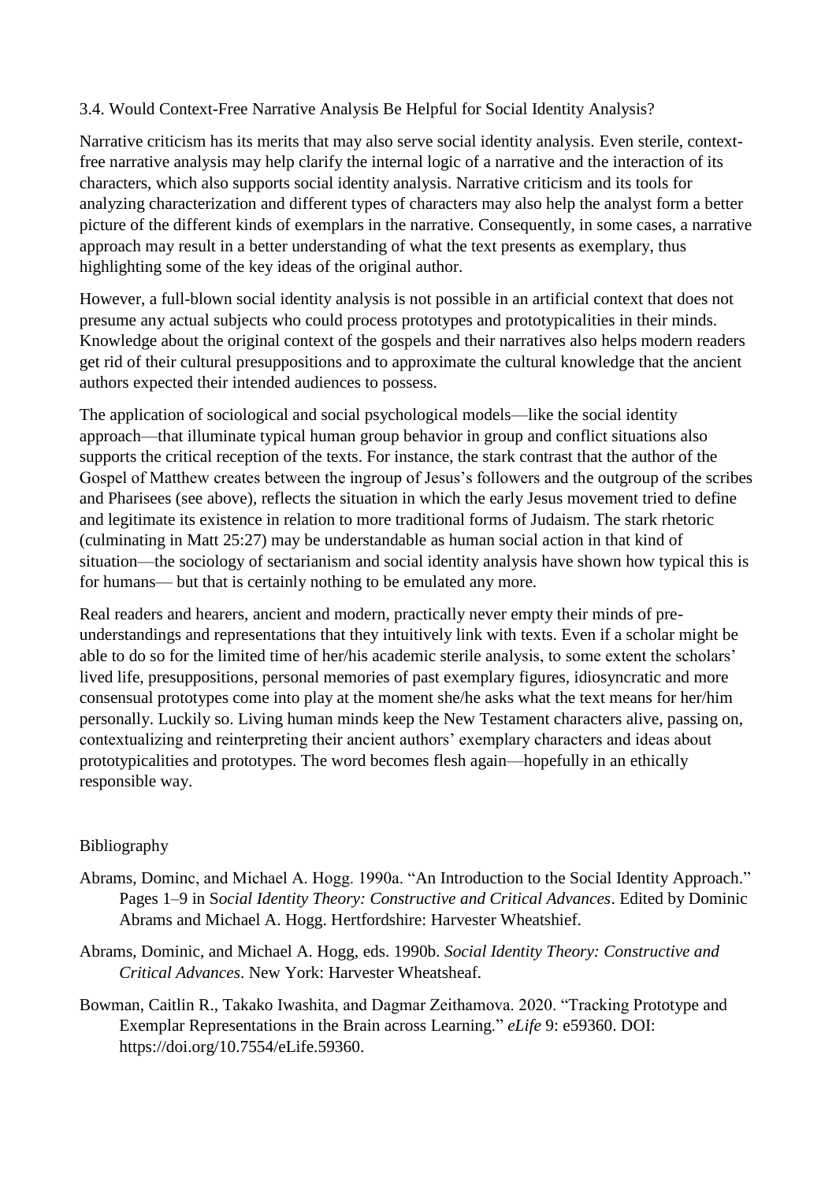### 3.4. Would Context-Free Narrative Analysis Be Helpful for Social Identity Analysis?

Narrative criticism has its merits that may also serve social identity analysis. Even sterile, context-free narrative analysis may help clarify the internal logic of a narrative and the interaction of its characters, which also supports social identity analysis. Narrative criticism and its tools for analyzing characterization and different types of characters may also help the analyst form a better picture of the different kinds of exemplars in the narrative. Consequently, in some cases, a narrative approach may result in a better understanding of what the text presents as exemplary, thus highlighting some of the key ideas of the original author.

However, a full-blown social identity analysis is not possible in an artificial context that does not presume any actual subjects who could process prototypes and prototypicalities in their minds. Knowledge about the original context of the gospels and their narratives also helps modern readers get rid of their cultural presuppositions and to approximate the cultural knowledge that the ancient authors expected their intended audiences to possess.

The application of sociological and social psychological models—like the social identity approach—that illuminate typical human group behavior in group and conflict situations also supports the critical reception of the texts. For instance, the stark contrast that the author of the Gospel of Matthew creates between the ingroup of Jesus's followers and the outgroup of the scribes and Pharisees (see above), reflects the situation in which the early Jesus movement tried to define and legitimate its existence in relation to more traditional forms of Judaism. The stark rhetoric (culminating in Matt 25:27) may be understandable as human social action in that kind of situation—the sociology of sectarianism and social identity analysis have shown how typical this is for humans— but that is certainly nothing to be emulated any more.

Real readers and hearers, ancient and modern, practically never empty their minds of pre-understandings and representations that they intuitively link with texts. Even if a scholar might be able to do so for the limited time of her/his academic sterile analysis, to some extent the scholars' lived life, presuppositions, personal memories of past exemplary figures, idiosyncratic and more consensual prototypes come into play at the moment she/he asks what the text means for her/him personally. Luckily so. Living human minds keep the New Testament characters alive, passing on, contextualizing and reinterpreting their ancient authors' exemplary characters and ideas about prototypicalities and prototypes. The word becomes flesh again—hopefully in an ethically responsible way.

## Bibliography

Abrams, Dominc, and Michael A. Hogg. 1990a. "An Introduction to the Social Identity Approach." Pages 1–9 in *Social Identity Theory: Constructive and Critical Advances*. Edited by Dominic Abrams and Michael A. Hogg. Hertfordshire: Harvester Wheatshief.

Abrams, Dominic, and Michael A. Hogg, eds. 1990b. *Social Identity Theory: Constructive and Critical Advances*. New York: Harvester Wheatsheaf.

Bowman, Caitlin R., Takako Iwashita, and Dagmar Zeithamova. 2020. "Tracking Prototype and Exemplar Representations in the Brain across Learning." *eLife* 9: e59360. DOI: https://doi.org/10.7554/eLife.59360.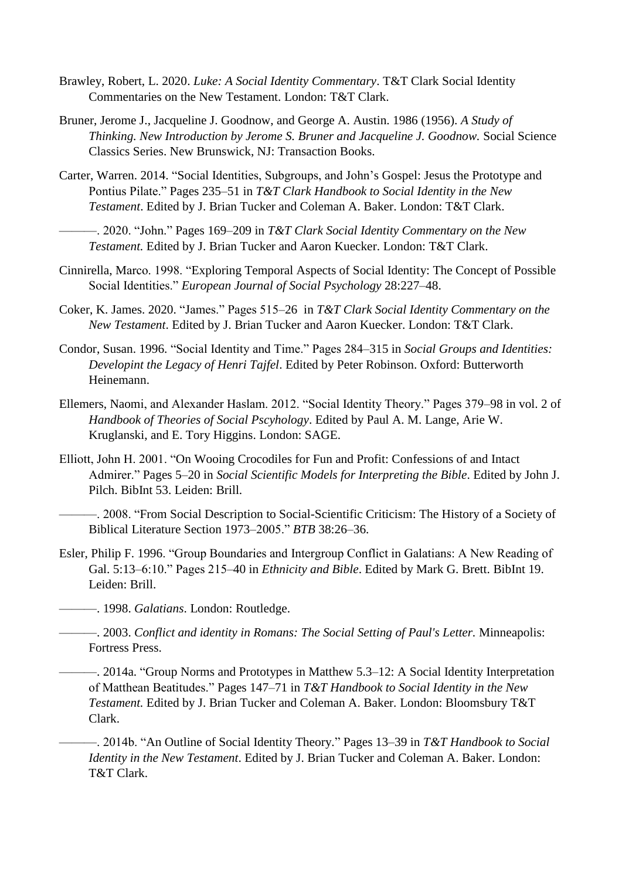Brawley, Robert, L. 2020. *Luke: A Social Identity Commentary*. T&T Clark Social Identity Commentaries on the New Testament. London: T&T Clark.

Bruner, Jerome J., Jacqueline J. Goodnow, and George A. Austin. 1986 (1956). *A Study of Thinking. New Introduction by Jerome S. Bruner and Jacqueline J. Goodnow.* Social Science Classics Series. New Brunswick, NJ: Transaction Books.

Carter, Warren. 2014. "Social Identities, Subgroups, and John's Gospel: Jesus the Prototype and Pontius Pilate." Pages 235–51 in *T&T Clark Handbook to Social Identity in the New Testament*. Edited by J. Brian Tucker and Coleman A. Baker. London: T&T Clark.

———. 2020. "John." Pages 169–209 in *T&T Clark Social Identity Commentary on the New Testament.* Edited by J. Brian Tucker and Aaron Kuecker. London: T&T Clark.

Cinnirella, Marco. 1998. "Exploring Temporal Aspects of Social Identity: The Concept of Possible Social Identities." *European Journal of Social Psychology* 28:227–48.

Coker, K. James. 2020. "James." Pages 515–26 in *T&T Clark Social Identity Commentary on the New Testament*. Edited by J. Brian Tucker and Aaron Kuecker. London: T&T Clark.

Condor, Susan. 1996. "Social Identity and Time." Pages 284–315 in *Social Groups and Identities: Developint the Legacy of Henri Tajfel*. Edited by Peter Robinson. Oxford: Butterworth Heinemann.

Ellemers, Naomi, and Alexander Haslam. 2012. "Social Identity Theory." Pages 379–98 in vol. 2 of *Handbook of Theories of Social Pscyhology*. Edited by Paul A. M. Lange, Arie W. Kruglanski, and E. Tory Higgins. London: SAGE.

Elliott, John H. 2001. "On Wooing Crocodiles for Fun and Profit: Confessions of and Intact Admirer." Pages 5–20 in *Social Scientific Models for Interpreting the Bible*. Edited by John J. Pilch. BibInt 53. Leiden: Brill.

———. 2008. "From Social Description to Social-Scientific Criticism: The History of a Society of Biblical Literature Section 1973–2005." *BTB* 38:26–36.

Esler, Philip F. 1996. "Group Boundaries and Intergroup Conflict in Galatians: A New Reading of Gal. 5:13–6:10." Pages 215–40 in *Ethnicity and Bible*. Edited by Mark G. Brett. BibInt 19. Leiden: Brill.

———. 1998. *Galatians*. London: Routledge.

———. 2003. *Conflict and identity in Romans: The Social Setting of Paul's Letter*. Minneapolis: Fortress Press.

———. 2014a. "Group Norms and Prototypes in Matthew 5.3–12: A Social Identity Interpretation of Matthean Beatitudes." Pages 147–71 in *T&T Handbook to Social Identity in the New Testament.* Edited by J. Brian Tucker and Coleman A. Baker. London: Bloomsbury T&T Clark.

———. 2014b. "An Outline of Social Identity Theory." Pages 13–39 in *T&T Handbook to Social Identity in the New Testament*. Edited by J. Brian Tucker and Coleman A. Baker. London: T&T Clark.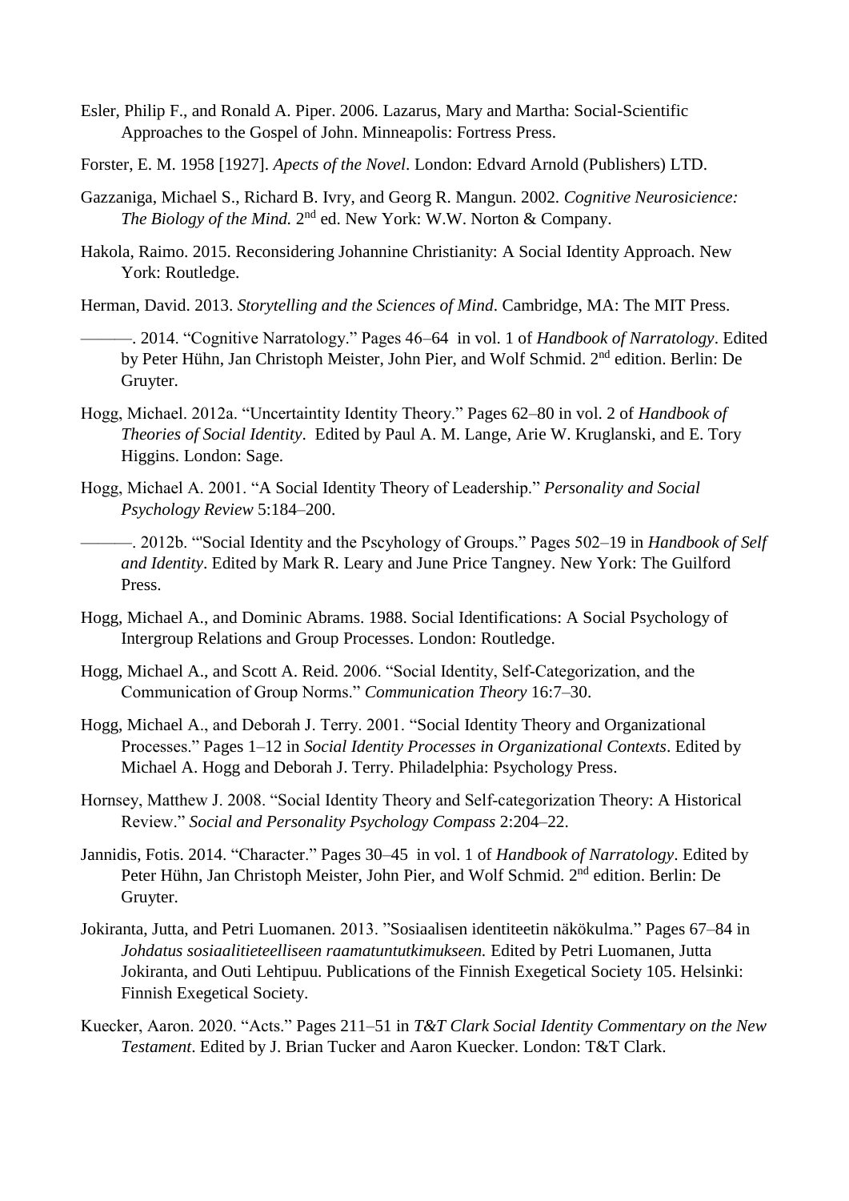Esler, Philip F., and Ronald A. Piper. 2006. Lazarus, Mary and Martha: Social-Scientific Approaches to the Gospel of John. Minneapolis: Fortress Press.

Forster, E. M. 1958 [1927]. *Apects of the Novel*. London: Edvard Arnold (Publishers) LTD.

Gazzaniga, Michael S., Richard B. Ivry, and Georg R. Mangun. 2002. *Cognitive Neurosicience: The Biology of the Mind.* 2nd ed. New York: W.W. Norton & Company.

Hakola, Raimo. 2015. Reconsidering Johannine Christianity: A Social Identity Approach. New York: Routledge.

Herman, David. 2013. *Storytelling and the Sciences of Mind*. Cambridge, MA: The MIT Press.

———. 2014. "Cognitive Narratology." Pages 46–64 in vol. 1 of *Handbook of Narratology*. Edited by Peter Hühn, Jan Christoph Meister, John Pier, and Wolf Schmid. 2nd edition. Berlin: De Gruyter.

Hogg, Michael. 2012a. "Uncertaintity Identity Theory." Pages 62–80 in vol. 2 of *Handbook of Theories of Social Identity*. Edited by Paul A. M. Lange, Arie W. Kruglanski, and E. Tory Higgins. London: Sage.

Hogg, Michael A. 2001. "A Social Identity Theory of Leadership." *Personality and Social Psychology Review* 5:184–200.

———. 2012b. "'Social Identity and the Pscyhology of Groups." Pages 502–19 in *Handbook of Self and Identity*. Edited by Mark R. Leary and June Price Tangney. New York: The Guilford Press.

Hogg, Michael A., and Dominic Abrams. 1988. Social Identifications: A Social Psychology of Intergroup Relations and Group Processes. London: Routledge.

Hogg, Michael A., and Scott A. Reid. 2006. "Social Identity, Self-Categorization, and the Communication of Group Norms." *Communication Theory* 16:7–30.

Hogg, Michael A., and Deborah J. Terry. 2001. "Social Identity Theory and Organizational Processes." Pages 1–12 in *Social Identity Processes in Organizational Contexts*. Edited by Michael A. Hogg and Deborah J. Terry. Philadelphia: Psychology Press.

Hornsey, Matthew J. 2008. "Social Identity Theory and Self-categorization Theory: A Historical Review." *Social and Personality Psychology Compass* 2:204–22.

Jannidis, Fotis. 2014. "Character." Pages 30–45 in vol. 1 of *Handbook of Narratology*. Edited by Peter Hühn, Jan Christoph Meister, John Pier, and Wolf Schmid. 2nd edition. Berlin: De Gruyter.

Jokiranta, Jutta, and Petri Luomanen. 2013. "Sosiaalisen identiteetin näkökulma." Pages 67–84 in *Johdatus sosiaalitieteelliseen raamatuntutkimukseen.* Edited by Petri Luomanen, Jutta Jokiranta, and Outi Lehtipuu. Publications of the Finnish Exegetical Society 105. Helsinki: Finnish Exegetical Society.

Kuecker, Aaron. 2020. "Acts." Pages 211–51 in *T&T Clark Social Identity Commentary on the New Testament*. Edited by J. Brian Tucker and Aaron Kuecker. London: T&T Clark.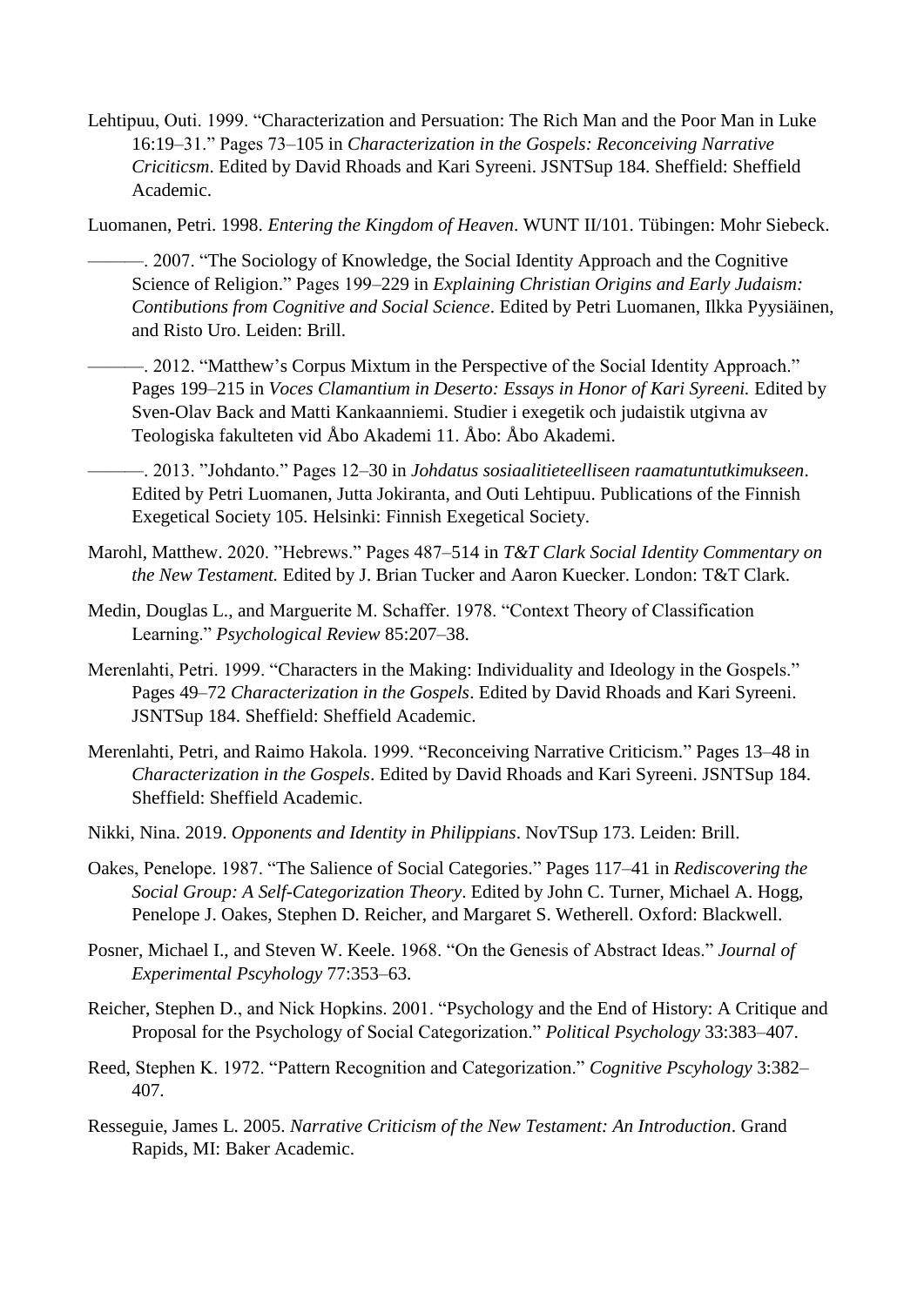Lehtipuu, Outi. 1999. "Characterization and Persuation: The Rich Man and the Poor Man in Luke 16:19–31." Pages 73–105 in *Characterization in the Gospels: Reconceiving Narrative Criciticsm*. Edited by David Rhoads and Kari Syreeni. JSNTSup 184. Sheffield: Sheffield Academic.

Luomanen, Petri. 1998. *Entering the Kingdom of Heaven*. WUNT II/101. Tübingen: Mohr Siebeck.

———. 2007. "The Sociology of Knowledge, the Social Identity Approach and the Cognitive Science of Religion." Pages 199–229 in *Explaining Christian Origins and Early Judaism: Contibutions from Cognitive and Social Science*. Edited by Petri Luomanen, Ilkka Pyysiäinen, and Risto Uro. Leiden: Brill.

———. 2012. "Matthew's Corpus Mixtum in the Perspective of the Social Identity Approach." Pages 199–215 in *Voces Clamantium in Deserto: Essays in Honor of Kari Syreeni.* Edited by Sven-Olav Back and Matti Kankaanniemi. Studier i exegetik och judaistik utgivna av Teologiska fakulteten vid Åbo Akademi 11. Åbo: Åbo Akademi.

———. 2013. "Johdanto." Pages 12–30 in *Johdatus sosiaalitieteelliseen raamatuntutkimukseen*. Edited by Petri Luomanen, Jutta Jokiranta, and Outi Lehtipuu. Publications of the Finnish Exegetical Society 105. Helsinki: Finnish Exegetical Society.

Marohl, Matthew. 2020. "Hebrews." Pages 487–514 in *T&T Clark Social Identity Commentary on the New Testament.* Edited by J. Brian Tucker and Aaron Kuecker. London: T&T Clark.

Medin, Douglas L., and Marguerite M. Schaffer. 1978. "Context Theory of Classification Learning." *Psychological Review* 85:207–38.

Merenlahti, Petri. 1999. "Characters in the Making: Individuality and Ideology in the Gospels." Pages 49–72 *Characterization in the Gospels*. Edited by David Rhoads and Kari Syreeni. JSNTSup 184. Sheffield: Sheffield Academic.

Merenlahti, Petri, and Raimo Hakola. 1999. "Reconceiving Narrative Criticism." Pages 13–48 in *Characterization in the Gospels*. Edited by David Rhoads and Kari Syreeni. JSNTSup 184. Sheffield: Sheffield Academic.

Nikki, Nina. 2019. *Opponents and Identity in Philippians*. NovTSup 173. Leiden: Brill.

Oakes, Penelope. 1987. "The Salience of Social Categories." Pages 117–41 in *Rediscovering the Social Group: A Self-Categorization Theory*. Edited by John C. Turner, Michael A. Hogg, Penelope J. Oakes, Stephen D. Reicher, and Margaret S. Wetherell. Oxford: Blackwell.

Posner, Michael I., and Steven W. Keele. 1968. "On the Genesis of Abstract Ideas." *Journal of Experimental Pscyhology* 77:353–63.

Reicher, Stephen D., and Nick Hopkins. 2001. "Psychology and the End of History: A Critique and Proposal for the Psychology of Social Categorization." *Political Psychology* 33:383–407.

Reed, Stephen K. 1972. "Pattern Recognition and Categorization." *Cognitive Pscyhology* 3:382–407.

Resseguie, James L. 2005. *Narrative Criticism of the New Testament: An Introduction*. Grand Rapids, MI: Baker Academic.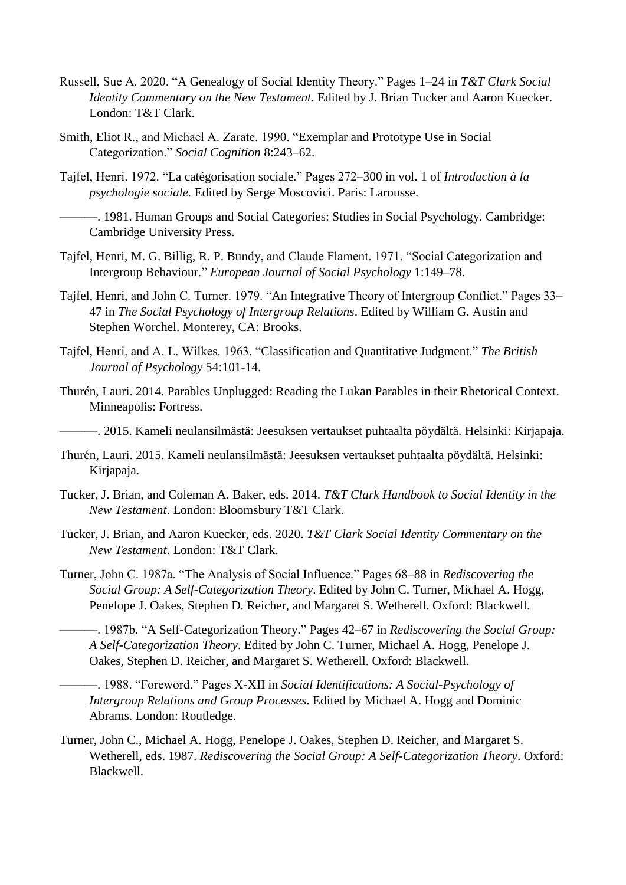Russell, Sue A. 2020. “A Genealogy of Social Identity Theory.” Pages 1–24 in *T&T Clark Social Identity Commentary on the New Testament*. Edited by J. Brian Tucker and Aaron Kuecker. London: T&T Clark.

Smith, Eliot R., and Michael A. Zarate. 1990. “Exemplar and Prototype Use in Social Categorization.” *Social Cognition* 8:243–62.

Tajfel, Henri. 1972. “La catégorisation sociale.” Pages 272–300 in vol. 1 of *Introduction à la psychologie sociale.* Edited by Serge Moscovici. Paris: Larousse.

———. 1981. Human Groups and Social Categories: Studies in Social Psychology. Cambridge: Cambridge University Press.

Tajfel, Henri, M. G. Billig, R. P. Bundy, and Claude Flament. 1971. “Social Categorization and Intergroup Behaviour.” *European Journal of Social Psychology* 1:149–78.

Tajfel, Henri, and John C. Turner. 1979. “An Integrative Theory of Intergroup Conflict.” Pages 33–47 in *The Social Psychology of Intergroup Relations*. Edited by William G. Austin and Stephen Worchel. Monterey, CA: Brooks.

Tajfel, Henri, and A. L. Wilkes. 1963. “Classification and Quantitative Judgment.” *The British Journal of Psychology* 54:101-14.

Thurén, Lauri. 2014. Parables Unplugged: Reading the Lukan Parables in their Rhetorical Context. Minneapolis: Fortress.

———. 2015. Kameli neulansilmästä: Jeesuksen vertaukset puhtaalta pöydältä. Helsinki: Kirjapaja.

Thurén, Lauri. 2015. Kameli neulansilmästä: Jeesuksen vertaukset puhtaalta pöydältä. Helsinki: Kirjapaja.

Tucker, J. Brian, and Coleman A. Baker, eds. 2014. *T&T Clark Handbook to Social Identity in the New Testament*. London: Bloomsbury T&T Clark.

Tucker, J. Brian, and Aaron Kuecker, eds. 2020. *T&T Clark Social Identity Commentary on the New Testament*. London: T&T Clark.

Turner, John C. 1987a. “The Analysis of Social Influence.” Pages 68–88 in *Rediscovering the Social Group: A Self-Categorization Theory*. Edited by John C. Turner, Michael A. Hogg, Penelope J. Oakes, Stephen D. Reicher, and Margaret S. Wetherell. Oxford: Blackwell.

———. 1987b. “A Self-Categorization Theory.” Pages 42–67 in *Rediscovering the Social Group: A Self-Categorization Theory*. Edited by John C. Turner, Michael A. Hogg, Penelope J. Oakes, Stephen D. Reicher, and Margaret S. Wetherell. Oxford: Blackwell.

———. 1988. “Foreword.” Pages X-XII in *Social Identifications: A Social-Psychology of Intergroup Relations and Group Processes*. Edited by Michael A. Hogg and Dominic Abrams. London: Routledge.

Turner, John C., Michael A. Hogg, Penelope J. Oakes, Stephen D. Reicher, and Margaret S. Wetherell, eds. 1987. *Rediscovering the Social Group: A Self-Categorization Theory*. Oxford: Blackwell.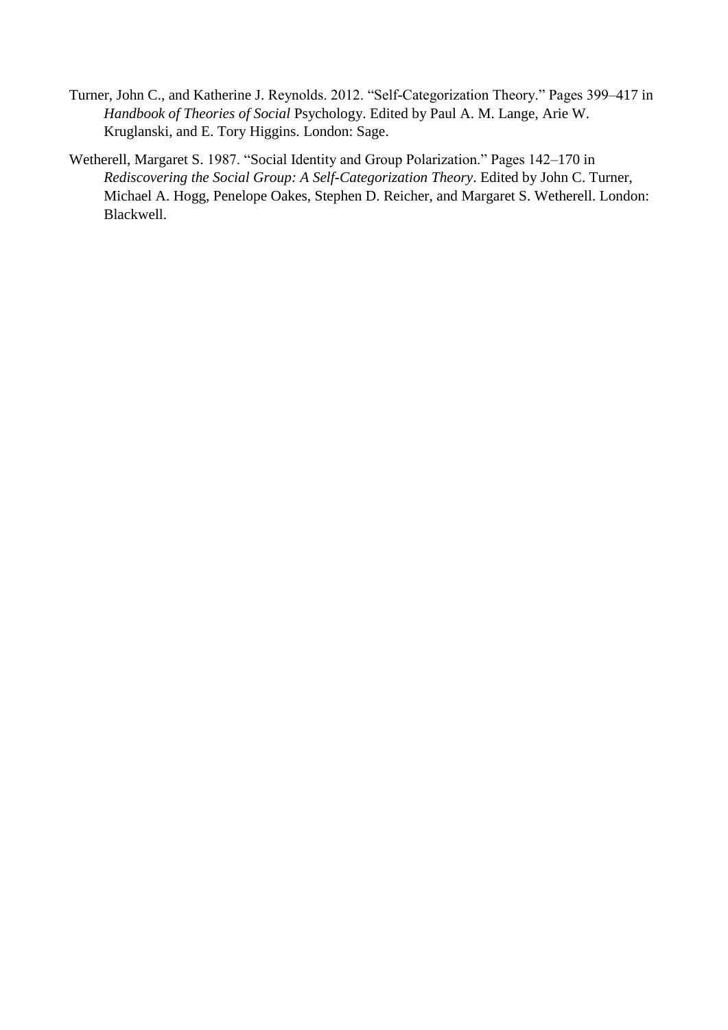Turner, John C., and Katherine J. Reynolds. 2012. “Self-Categorization Theory.” Pages 399–417 in *Handbook of Theories of Social* Psychology. Edited by Paul A. M. Lange, Arie W. Kruglanski, and E. Tory Higgins. London: Sage.

Wetherell, Margaret S. 1987. “Social Identity and Group Polarization.” Pages 142–170 in *Rediscovering the Social Group: A Self-Categorization Theory*. Edited by John C. Turner, Michael A. Hogg, Penelope Oakes, Stephen D. Reicher, and Margaret S. Wetherell. London: Blackwell.